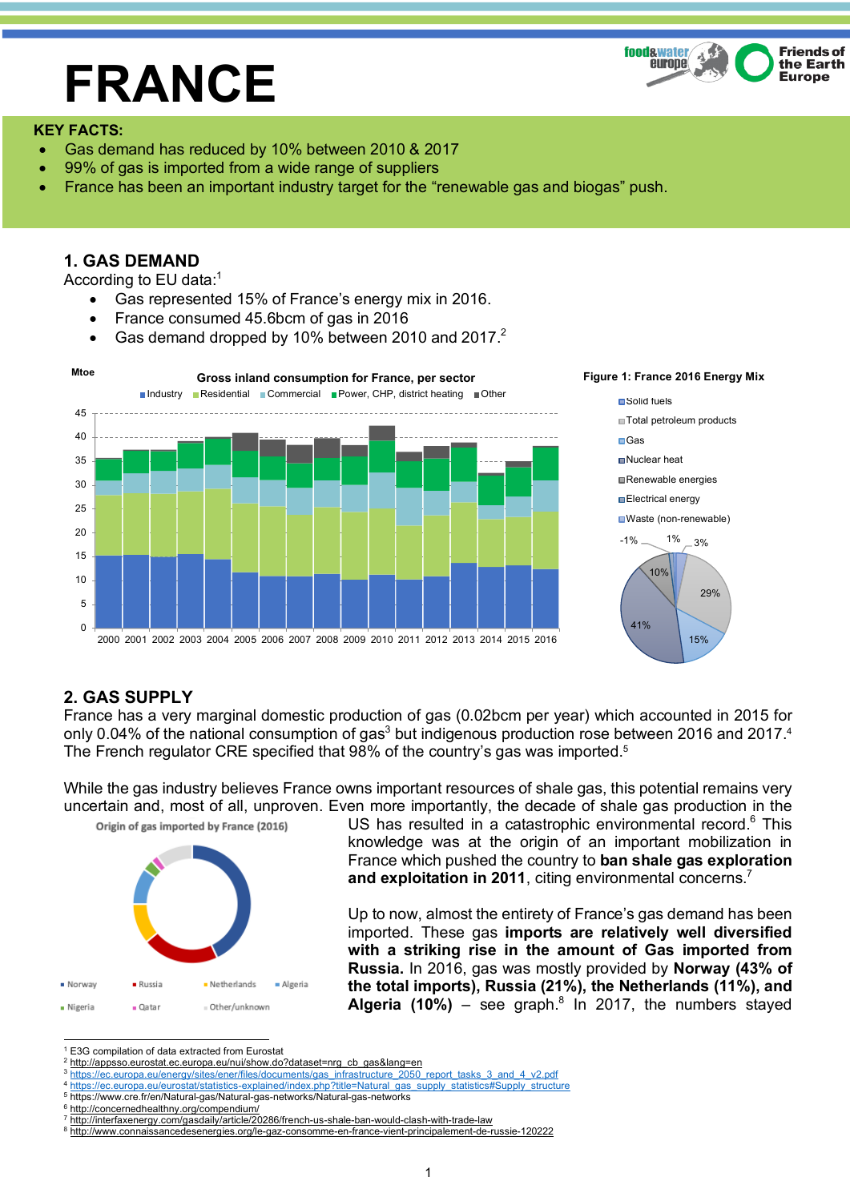# FRANCE

**KEY FACTS:**

- Gas demand has reduced by 10% between 2010 & 2017
- 99% of gas is imported from a wide range of suppliers
- France has been an important industry target for the "renewable gas and biogas" push.

## 1. GAS DEMAND

According to EU data:[1]

- Gas represented 15% of France's energy mix in 2016.
- France consumed 45.6bcm of gas in 2016
- Gas demand dropped by 10% between 2010 and 2017.[2]

Gross inland consumption for France, per sector

Figure 1: France 2016 Energy Mix

## 2. GAS SUPPLY

France has a very marginal domestic production of gas (0.02bcm per year) which accounted in 2015 for only 0.04% of the national consumption of gas[3] but indigenous production rose between 2016 and 2017.[4] The French regulator CRE specified that 98% of the country's gas was imported.[5]

While the gas industry believes France owns important resources of shale gas, this potential remains very uncertain and, most of all, unproven. Even more importantly, the decade of shale gas production in the US has resulted in a catastrophic environmental record.[6] This knowledge was at the origin of an important mobilization in France which pushed the country to **ban shale gas exploration and exploitation in 2011**, citing environmental concerns.[7]

Origin of gas imported by France (2016)

Up to now, almost the entirety of France's gas demand has been imported. These gas **imports are relatively well diversified with a striking rise in the amount of Gas imported from Russia.** In 2016, gas was mostly provided by **Norway (43% of the total imports), Russia (21%), the Netherlands (11%), and Algeria (10%)** – see graph.[8] In 2017, the numbers stayed

---

[1] E3G compilation of data extracted from Eurostat

[2] http://appsso.eurostat.ec.europa.eu/nui/show.do?dataset=nrg_cb_gas&lang=en

[3] https://ec.europa.eu/energy/sites/ener/files/documents/gas_infrastructure_2050_report_tasks_3_and_4_v2.pdf

[4] https://ec.europa.eu/eurostat/statistics-explained/index.php?title=Natural_gas_supply_statistics#Supply_structure

[5] https://www.cre.fr/en/Natural-gas/Natural-gas-networks/Natural-gas-networks

[6] http://concernedhealthny.org/compendium/

[7] http://interfaxenergy.com/gasdaily/article/20286/french-us-shale-ban-would-clash-with-trade-law

[8] http://www.connaissancedesenergies.org/le-gaz-consomme-en-france-vient-principalement-de-russie-120222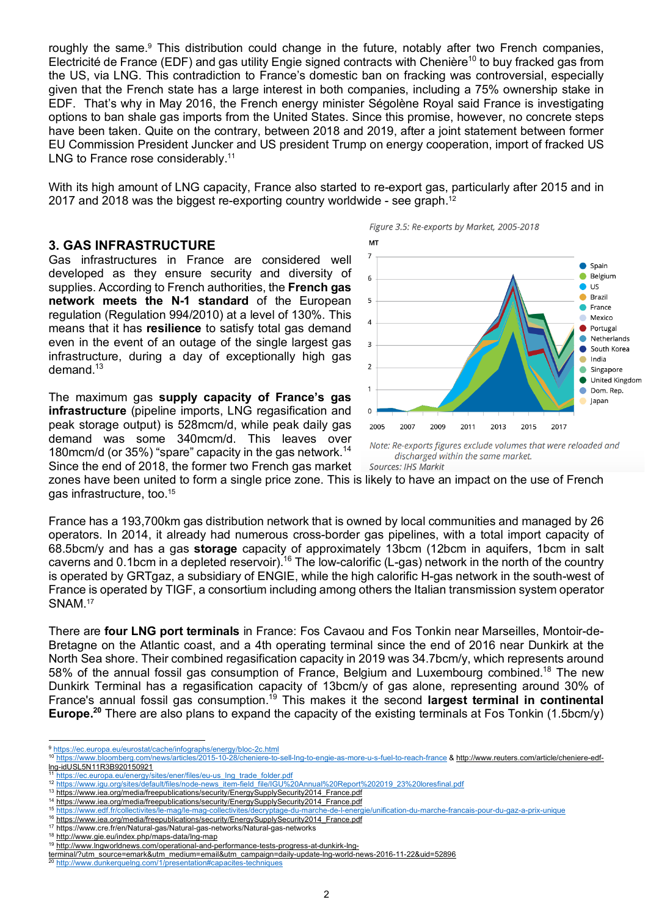roughly the same.[9] This distribution could change in the future, notably after two French companies, Electricité de France (EDF) and gas utility Engie signed contracts with Chenière[10] to buy fracked gas from the US, via LNG. This contradiction to France's domestic ban on fracking was controversial, especially given that the French state has a large interest in both companies, including a 75% ownership stake in EDF. That's why in May 2016, the French energy minister Ségolène Royal said France is investigating options to ban shale gas imports from the United States. Since this promise, however, no concrete steps have been taken. Quite on the contrary, between 2018 and 2019, after a joint statement between former EU Commission President Juncker and US president Trump on energy cooperation, import of fracked US LNG to France rose considerably.[11]

With its high amount of LNG capacity, France also started to re-export gas, particularly after 2015 and in 2017 and 2018 was the biggest re-exporting country worldwide - see graph.[12]

## 3. GAS INFRASTRUCTURE

Gas infrastructures in France are considered well developed as they ensure security and diversity of supplies. According to French authorities, the **French gas network meets the N-1 standard** of the European regulation (Regulation 994/2010) at a level of 130%. This means that it has **resilience** to satisfy total gas demand even in the event of an outage of the single largest gas infrastructure, during a day of exceptionally high gas demand.[13]

The maximum gas **supply capacity of France's gas infrastructure** (pipeline imports, LNG regasification and peak storage output) is 528mcm/d, while peak daily gas demand was some 340mcm/d. This leaves over 180mcm/d (or 35%) "spare" capacity in the gas network.[14] Since the end of 2018, the former two French gas market zones have been united to form a single price zone. This is likely to have an impact on the use of French gas infrastructure, too.[15]

*Figure 3.5: Re-exports by Market, 2005-2018*

*Note: Re-exports figures exclude volumes that were reloaded and discharged within the same market.*
*Sources: IHS Markit*

France has a 193,700km gas distribution network that is owned by local communities and managed by 26 operators. In 2014, it already had numerous cross-border gas pipelines, with a total import capacity of 68.5bcm/y and has a gas **storage** capacity of approximately 13bcm (12bcm in aquifers, 1bcm in salt caverns and 0.1bcm in a depleted reservoir).[16] The low-calorific (L-gas) network in the north of the country is operated by GRTgaz, a subsidiary of ENGIE, while the high calorific H-gas network in the south-west of France is operated by TIGF, a consortium including among others the Italian transmission system operator SNAM.[17]

There are **four LNG port terminals** in France: Fos Cavaou and Fos Tonkin near Marseilles, Montoir-de-Bretagne on the Atlantic coast, and a 4th operating terminal since the end of 2016 near Dunkirk at the North Sea shore. Their combined regasification capacity in 2019 was 34.7bcm/y, which represents around 58% of the annual fossil gas consumption of France, Belgium and Luxembourg combined.[18] The new Dunkirk Terminal has a regasification capacity of 13bcm/y of gas alone, representing around 30% of France's annual fossil gas consumption.[19] This makes it the second **largest terminal in continental Europe.**[20] There are also plans to expand the capacity of the existing terminals at Fos Tonkin (1.5bcm/y)

---

[9] https://ec.europa.eu/eurostat/cache/infographs/energy/bloc-2c.html
[10] https://www.bloomberg.com/news/articles/2015-10-28/cheniere-to-sell-lng-to-engie-as-more-u-s-fuel-to-reach-france & http://www.reuters.com/article/cheniere-edf-lng-idUSL5N11R3B920150921
[11] https://ec.europa.eu/energy/sites/ener/files/eu-us_lng_trade_folder.pdf
[12] https://www.igu.org/sites/default/files/node-news_item-field_file/IGU%20Annual%20Report%202019_23%20loresfinal.pdf
[13] https://www.iea.org/media/freepublications/security/EnergySupplySecurity2014_France.pdf
[14] https://www.iea.org/media/freepublications/security/EnergySupplySecurity2014_France.pdf
[15] https://www.edf.fr/collectivites/le-mag/le-mag-collectivites/decryptage-du-marche-de-l-energie/unification-du-marche-francais-pour-du-gaz-a-prix-unique
[16] https://www.iea.org/media/freepublications/security/EnergySupplySecurity2014_France.pdf
[17] https://www.cre.fr/en/Natural-gas/Natural-gas-networks/Natural-gas-networks
[18] http://www.gie.eu/index.php/maps-data/lng-map
[19] http://www.lngworldnews.com/operational-and-performance-tests-progress-at-dunkirk-lng-terminal/?utm_source=emark&utm_medium=email&utm_campaign=daily-update-lng-world-news-2016-11-22&uid=52896
[20] http://www.dunkerquelng.com/1/presentation#capacites-techniques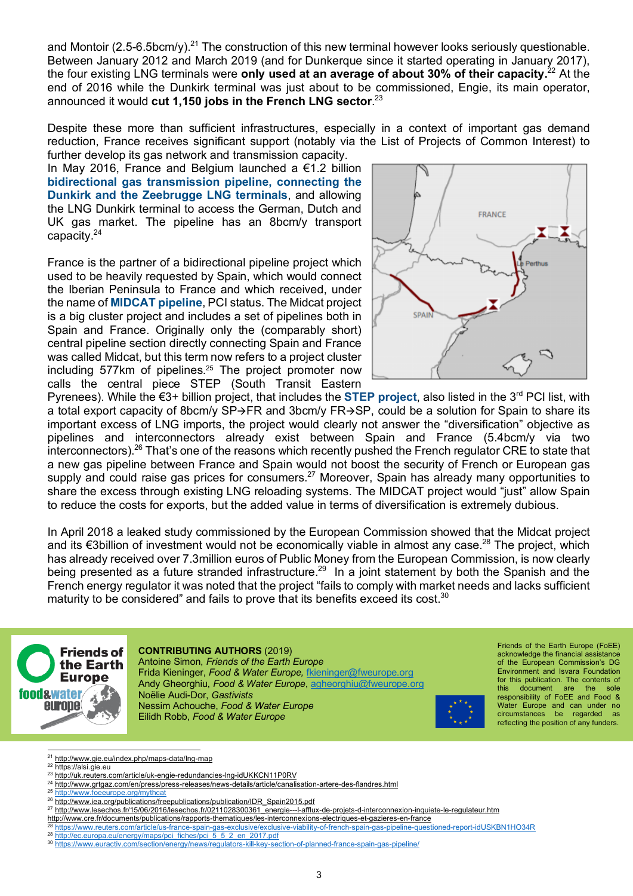and Montoir (2.5-6.5bcm/y).[21] The construction of this new terminal however looks seriously questionable. Between January 2012 and March 2019 (and for Dunkerque since it started operating in January 2017), the four existing LNG terminals were **only used at an average of about 30% of their capacity.**[22] At the end of 2016 while the Dunkirk terminal was just about to be commissioned, Engie, its main operator, announced it would **cut 1,150 jobs in the French LNG sector**.[23]

Despite these more than sufficient infrastructures, especially in a context of important gas demand reduction, France receives significant support (notably via the List of Projects of Common Interest) to further develop its gas network and transmission capacity.

In May 2016, France and Belgium launched a €1.2 billion **bidirectional gas transmission pipeline, connecting the Dunkirk and the Zeebrugge LNG terminals**, and allowing the LNG Dunkirk terminal to access the German, Dutch and UK gas market. The pipeline has an 8bcm/y transport capacity.[24]

FRANCE

Le Perthus

SPAIN

France is the partner of a bidirectional pipeline project which used to be heavily requested by Spain, which would connect the Iberian Peninsula to France and which received, under the name of **MIDCAT pipeline**, PCI status. The Midcat project is a big cluster project and includes a set of pipelines both in Spain and France. Originally only the (comparably short) central pipeline section directly connecting Spain and France was called Midcat, but this term now refers to a project cluster including 577km of pipelines.[25] The project promoter now calls the central piece STEP (South Transit Eastern Pyrenees). While the €3+ billion project, that includes the **STEP project**, also listed in the 3rd PCI list, with a total export capacity of 8bcm/y SP→FR and 3bcm/y FR→SP, could be a solution for Spain to share its important excess of LNG imports, the project would clearly not answer the "diversification" objective as pipelines and interconnectors already exist between Spain and France (5.4bcm/y via two interconnectors).[26] That's one of the reasons which recently pushed the French regulator CRE to state that a new gas pipeline between France and Spain would not boost the security of French or European gas supply and could raise gas prices for consumers.[27] Moreover, Spain has already many opportunities to share the excess through existing LNG reloading systems. The MIDCAT project would "just" allow Spain to reduce the costs for exports, but the added value in terms of diversification is extremely dubious.

In April 2018 a leaked study commissioned by the European Commission showed that the Midcat project and its €3billion of investment would not be economically viable in almost any case.[28] The project, which has already received over 7.3million euros of Public Money from the European Commission, is now clearly being presented as a future stranded infrastructure.[29] In a joint statement by both the Spanish and the French energy regulator it was noted that the project "fails to comply with market needs and lacks sufficient maturity to be considered" and fails to prove that its benefits exceed its cost.[30]

Friends of the Earth Europe

food&water europe

**CONTRIBUTING AUTHORS** (2019)
Antoine Simon, *Friends of the Earth Europe*
Frida Kieninger, *Food & Water Europe*, fkieninger@fweurope.org
Andy Gheorghiu, *Food & Water Europe*, agheorghiu@fweurope.org
Noëlie Audi-Dor, *Gastivists*
Nessim Achouche, *Food & Water Europe*
Eilidh Robb, *Food & Water Europe*

Friends of the Earth Europe (FoEE) acknowledge the financial assistance of the European Commission's DG Environment and Isvara Foundation for this publication. The contents of this document are the sole responsibility of FoEE and Food & Water Europe and can under no circumstances be regarded as reflecting the position of any funders.

---

[21] http://www.gie.eu/index.php/maps-data/lng-map
[22] https://alsi.gie.eu
[23] http://uk.reuters.com/article/uk-engie-redundancies-lng-idUKKCN11P0RV
[24] http://www.grtgaz.com/en/press/press-releases/news-details/article/canalisation-artere-des-flandres.html
[25] http://www.foeeurope.org/mythcat
[26] http://www.iea.org/publications/freepublications/publication/IDR_Spain2015.pdf
[27] http://www.lesechos.fr/15/06/2016/lesechos.fr/0211028300361_energie---l-afflux-de-projets-d-interconnexion-inquiete-le-regulateur.htm
http://www.cre.fr/documents/publications/rapports-thematiques/les-interconnexions-electriques-et-gazieres-en-france
[28] https://www.reuters.com/article/us-france-spain-gas-exclusive/exclusive-viability-of-french-spain-gas-pipeline-questioned-report-idUSKBN1HO34R
[28] http://ec.europa.eu/energy/maps/pci_fiches/pci_5_5_2_en_2017.pdf
[30] https://www.euractiv.com/section/energy/news/regulators-kill-key-section-of-planned-france-spain-gas-pipeline/